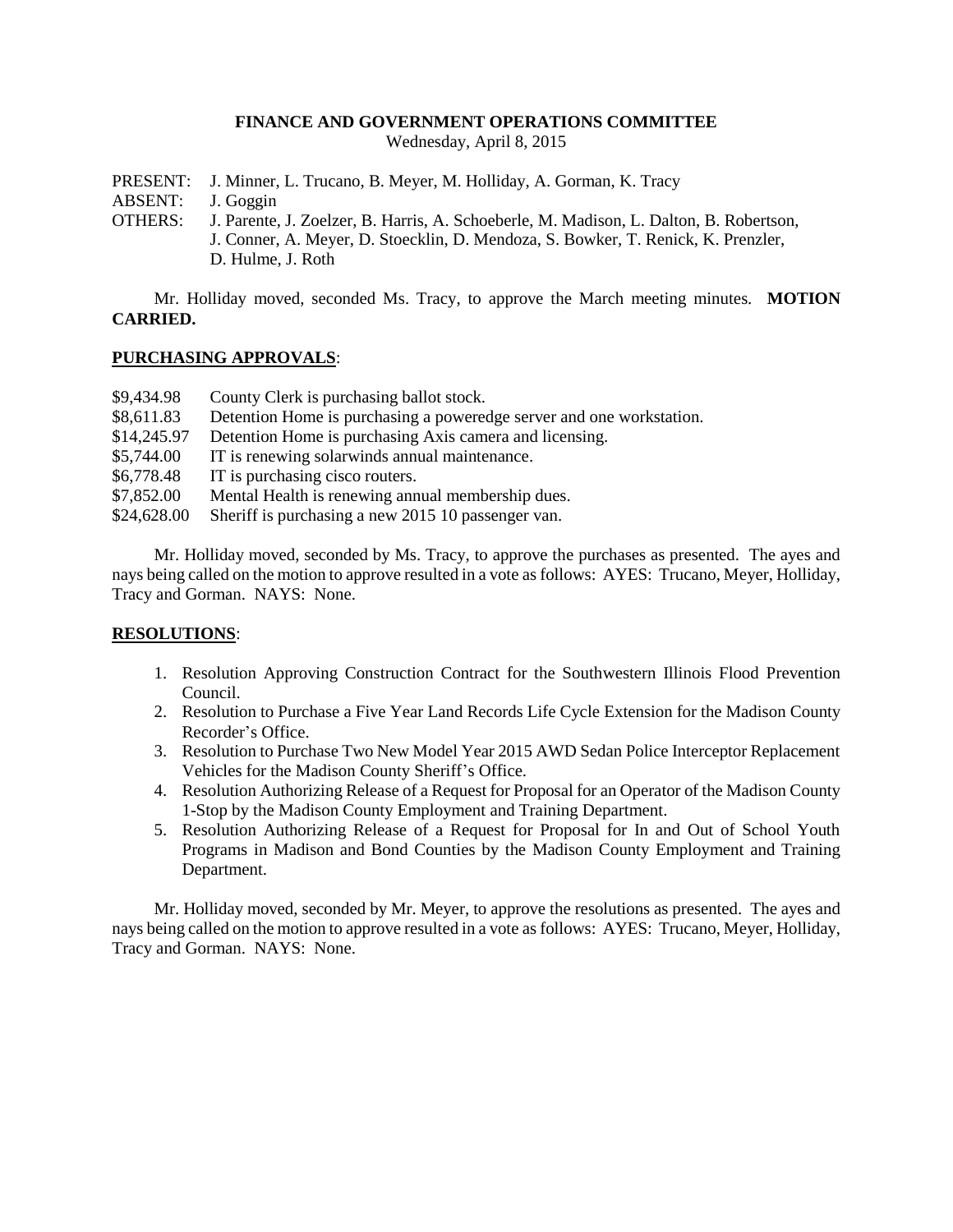# FINANCE AND GOVERNMENT OPERATIONS COMMITTEE

Wednesday, April 8, 2015

PRESENT: J. Minner, L. Trucano, B. Meyer, M. Holliday, A. Gorman, K. Tracy
ABSENT: J. Goggin
OTHERS: J. Parente, J. Zoelzer, B. Harris, A. Schoeberle, M. Madison, L. Dalton, B. Robertson, J. Conner, A. Meyer, D. Stoecklin, D. Mendoza, S. Bowker, T. Renick, K. Prenzler, D. Hulme, J. Roth

Mr. Holliday moved, seconded Ms. Tracy, to approve the March meeting minutes. **MOTION CARRIED.**

## PURCHASING APPROVALS:

$9,434.98 County Clerk is purchasing ballot stock.
$8,611.83 Detention Home is purchasing a poweredge server and one workstation.
$14,245.97 Detention Home is purchasing Axis camera and licensing.
$5,744.00 IT is renewing solarwinds annual maintenance.
$6,778.48 IT is purchasing cisco routers.
$7,852.00 Mental Health is renewing annual membership dues.
$24,628.00 Sheriff is purchasing a new 2015 10 passenger van.

Mr. Holliday moved, seconded by Ms. Tracy, to approve the purchases as presented. The ayes and nays being called on the motion to approve resulted in a vote as follows: AYES: Trucano, Meyer, Holliday, Tracy and Gorman. NAYS: None.

## RESOLUTIONS:

1. Resolution Approving Construction Contract for the Southwestern Illinois Flood Prevention Council.
2. Resolution to Purchase a Five Year Land Records Life Cycle Extension for the Madison County Recorder's Office.
3. Resolution to Purchase Two New Model Year 2015 AWD Sedan Police Interceptor Replacement Vehicles for the Madison County Sheriff's Office.
4. Resolution Authorizing Release of a Request for Proposal for an Operator of the Madison County 1-Stop by the Madison County Employment and Training Department.
5. Resolution Authorizing Release of a Request for Proposal for In and Out of School Youth Programs in Madison and Bond Counties by the Madison County Employment and Training Department.

Mr. Holliday moved, seconded by Mr. Meyer, to approve the resolutions as presented. The ayes and nays being called on the motion to approve resulted in a vote as follows: AYES: Trucano, Meyer, Holliday, Tracy and Gorman. NAYS: None.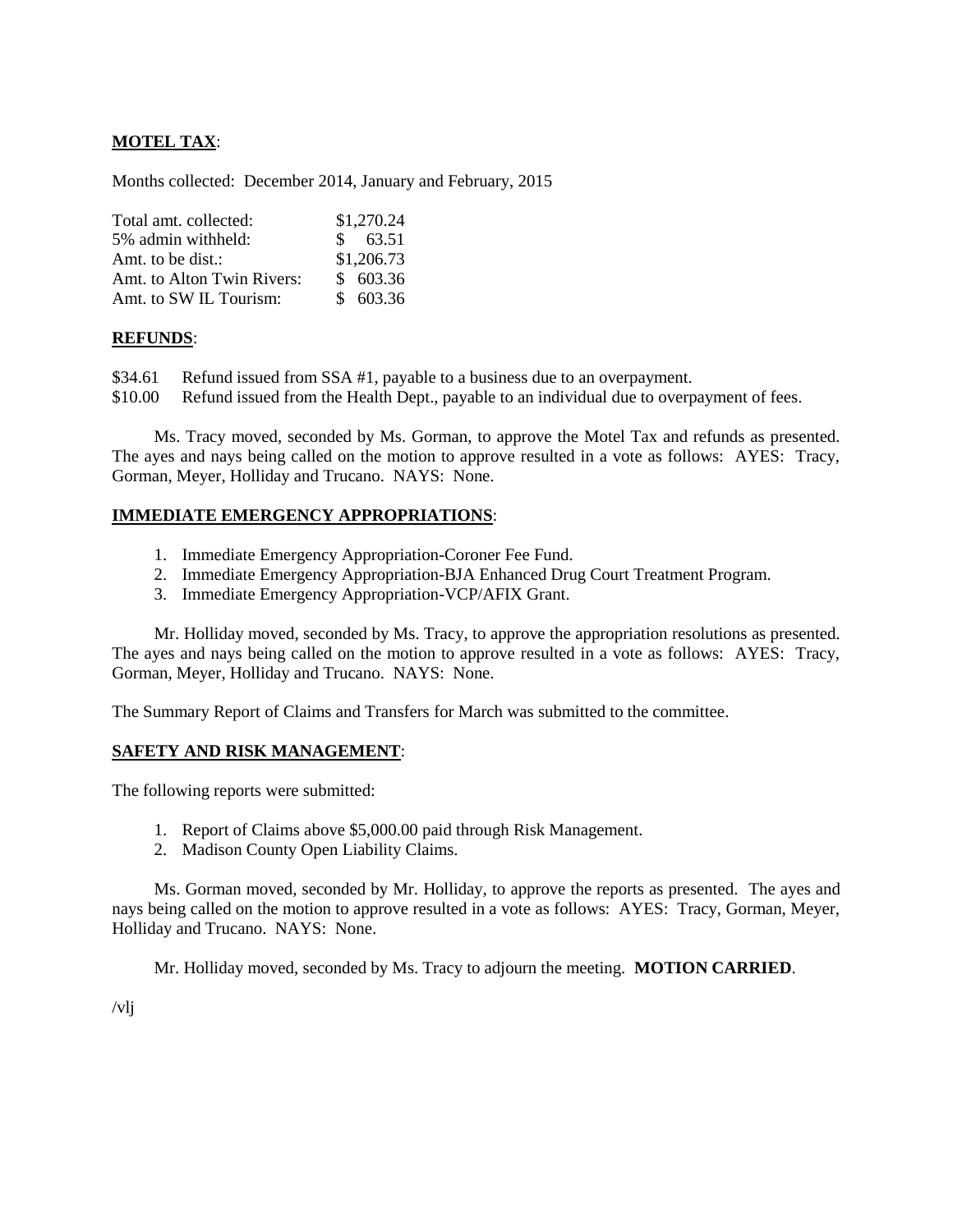**MOTEL TAX**:

Months collected: December 2014, January and February, 2015

| | |
|---|---|
| Total amt. collected: | $1,270.24 |
| 5% admin withheld: | $ 63.51 |
| Amt. to be dist.: | $1,206.73 |
| Amt. to Alton Twin Rivers: | $ 603.36 |
| Amt. to SW IL Tourism: | $ 603.36 |

**REFUNDS**:

$34.61 Refund issued from SSA #1, payable to a business due to an overpayment.
$10.00 Refund issued from the Health Dept., payable to an individual due to overpayment of fees.

Ms. Tracy moved, seconded by Ms. Gorman, to approve the Motel Tax and refunds as presented. The ayes and nays being called on the motion to approve resulted in a vote as follows: AYES: Tracy, Gorman, Meyer, Holliday and Trucano. NAYS: None.

**IMMEDIATE EMERGENCY APPROPRIATIONS**:

1. Immediate Emergency Appropriation-Coroner Fee Fund.
2. Immediate Emergency Appropriation-BJA Enhanced Drug Court Treatment Program.
3. Immediate Emergency Appropriation-VCP/AFIX Grant.

Mr. Holliday moved, seconded by Ms. Tracy, to approve the appropriation resolutions as presented. The ayes and nays being called on the motion to approve resulted in a vote as follows: AYES: Tracy, Gorman, Meyer, Holliday and Trucano. NAYS: None.

The Summary Report of Claims and Transfers for March was submitted to the committee.

**SAFETY AND RISK MANAGEMENT**:

The following reports were submitted:

1. Report of Claims above $5,000.00 paid through Risk Management.
2. Madison County Open Liability Claims.

Ms. Gorman moved, seconded by Mr. Holliday, to approve the reports as presented. The ayes and nays being called on the motion to approve resulted in a vote as follows: AYES: Tracy, Gorman, Meyer, Holliday and Trucano. NAYS: None.

Mr. Holliday moved, seconded by Ms. Tracy to adjourn the meeting. **MOTION CARRIED**.

/vlj